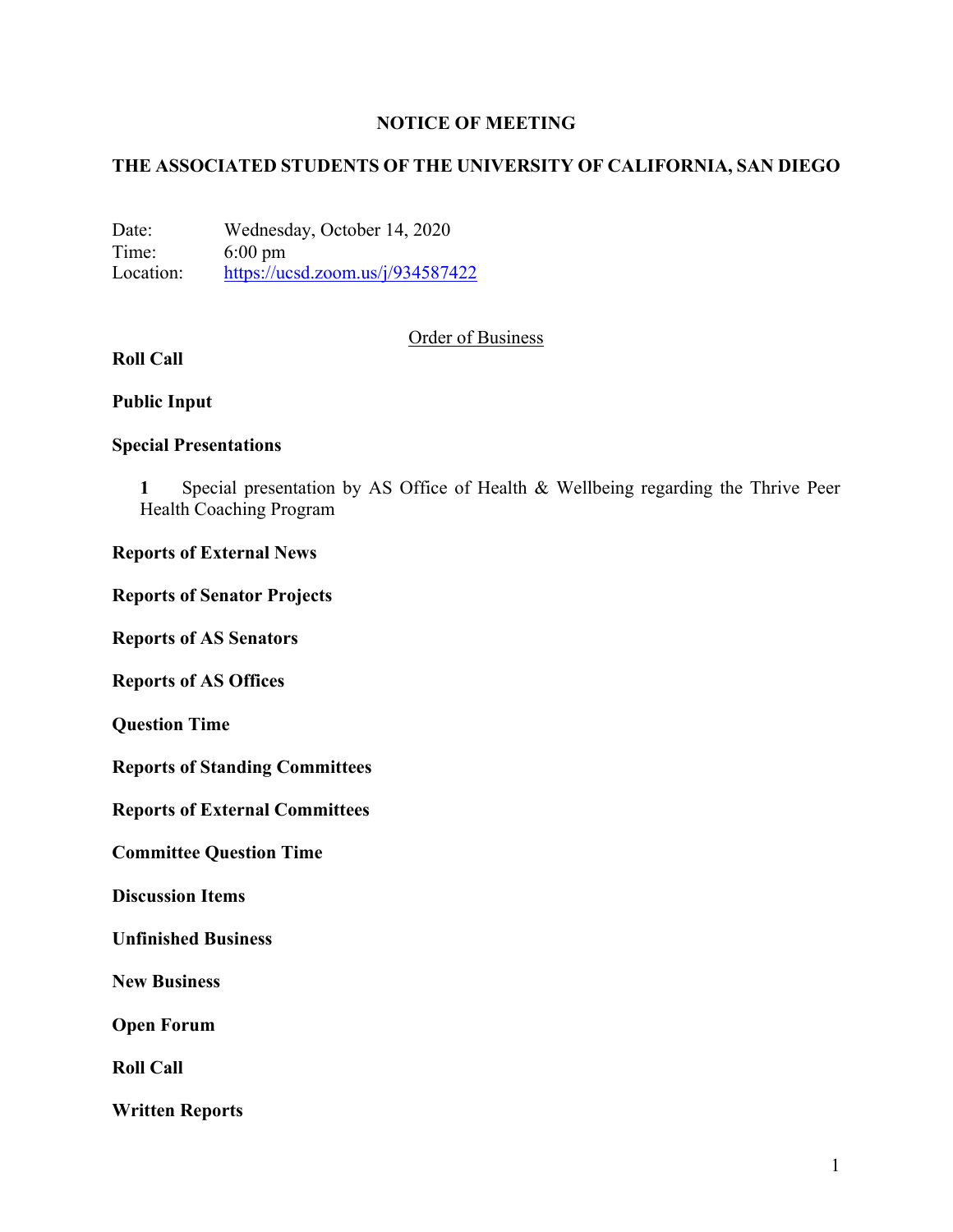**NOTICE OF MEETING**

**THE ASSOCIATED STUDENTS OF THE UNIVERSITY OF CALIFORNIA, SAN DIEGO**

Date: Wednesday, October 14, 2020
Time: 6:00 pm
Location: https://ucsd.zoom.us/j/934587422

Order of Business

**Roll Call**

**Public Input**

**Special Presentations**

**1** Special presentation by AS Office of Health & Wellbeing regarding the Thrive Peer Health Coaching Program

**Reports of External News**

**Reports of Senator Projects**

**Reports of AS Senators**

**Reports of AS Offices**

**Question Time**

**Reports of Standing Committees**

**Reports of External Committees**

**Committee Question Time**

**Discussion Items**

**Unfinished Business**

**New Business**

**Open Forum**

**Roll Call**

**Written Reports**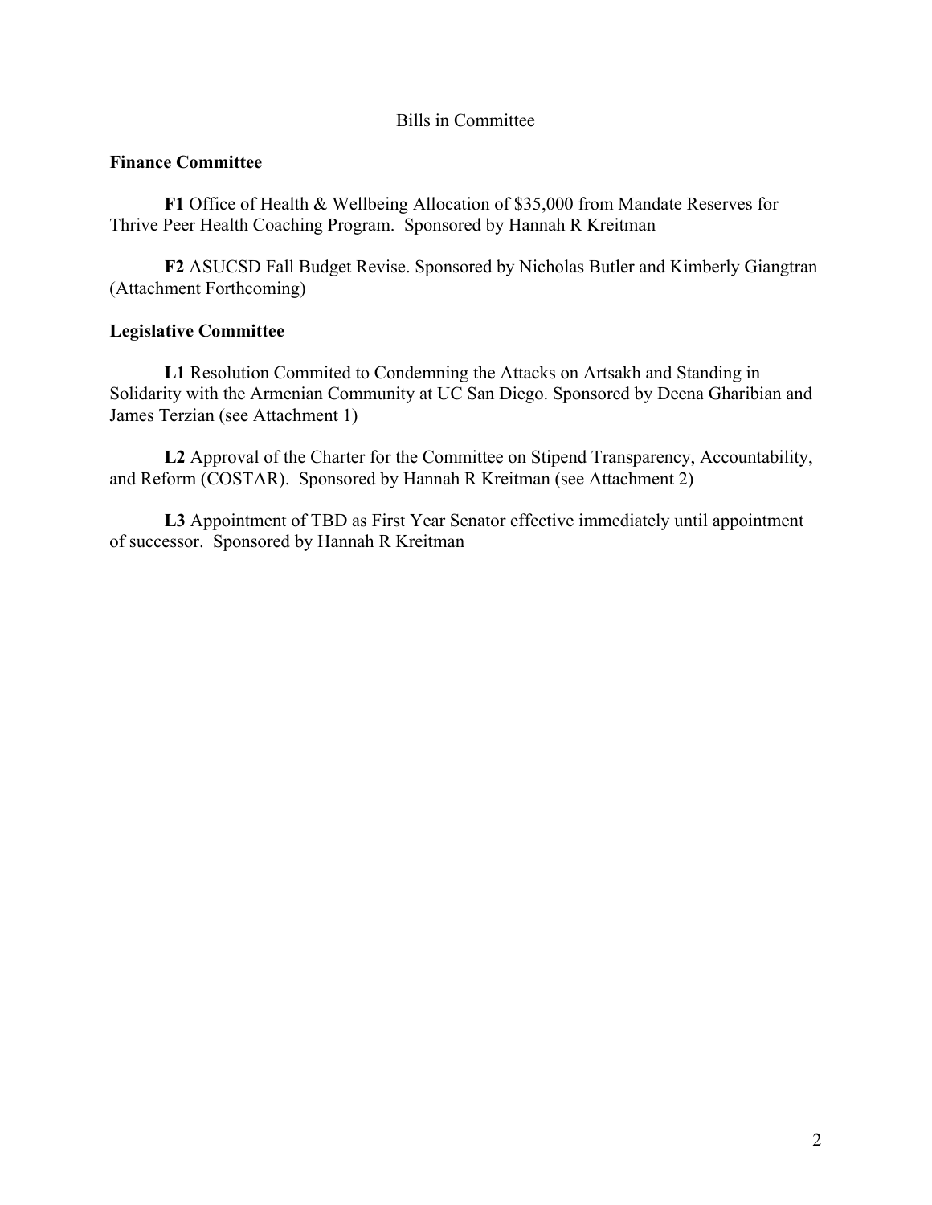## Bills in Committee

### Finance Committee

**F1** Office of Health & Wellbeing Allocation of $35,000 from Mandate Reserves for Thrive Peer Health Coaching Program. Sponsored by Hannah R Kreitman

**F2** ASUCSD Fall Budget Revise. Sponsored by Nicholas Butler and Kimberly Giangtran (Attachment Forthcoming)

### Legislative Committee

**L1** Resolution Commited to Condemning the Attacks on Artsakh and Standing in Solidarity with the Armenian Community at UC San Diego. Sponsored by Deena Gharibian and James Terzian (see Attachment 1)

**L2** Approval of the Charter for the Committee on Stipend Transparency, Accountability, and Reform (COSTAR). Sponsored by Hannah R Kreitman (see Attachment 2)

**L3** Appointment of TBD as First Year Senator effective immediately until appointment of successor. Sponsored by Hannah R Kreitman